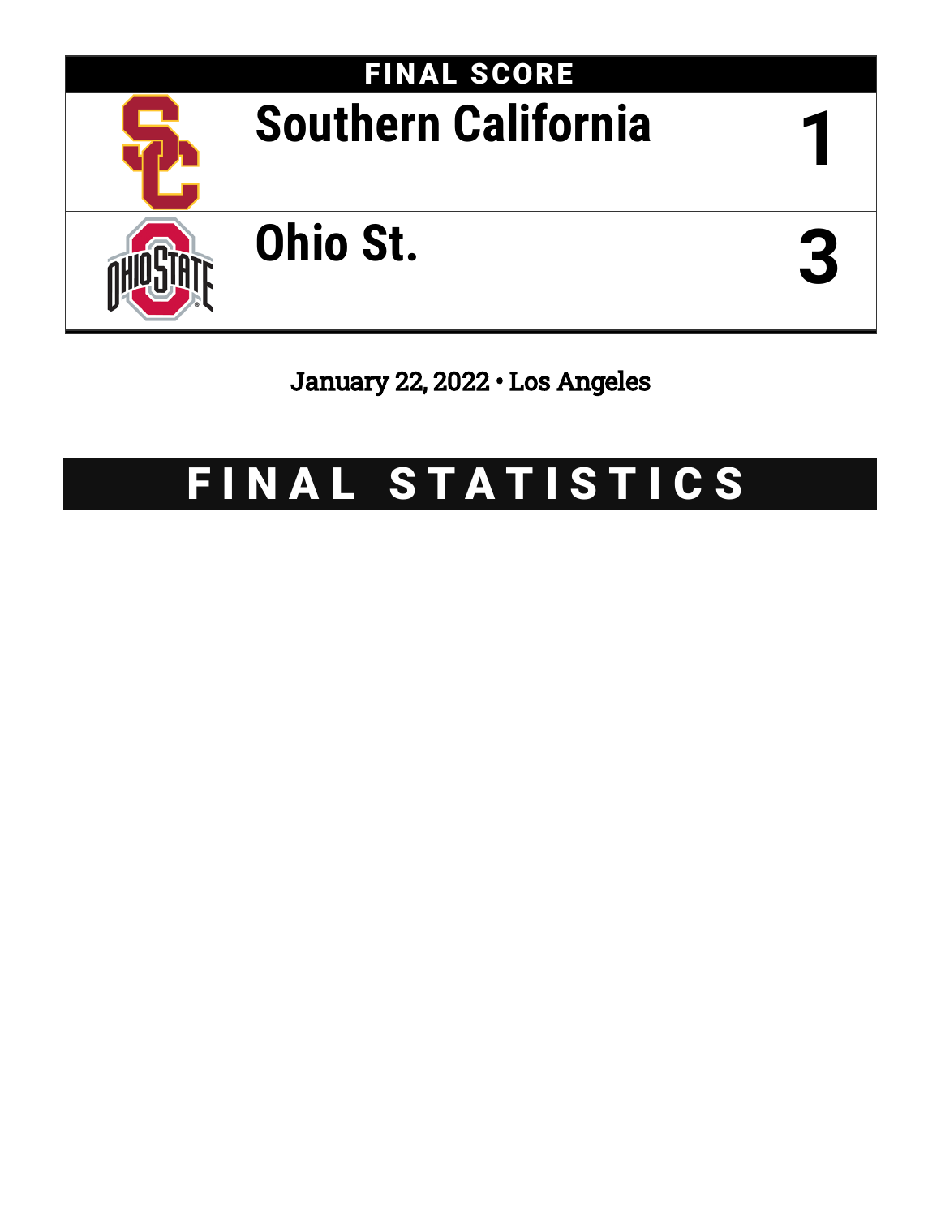# FINAL SCORE

| Team | Score |
| --- | --- |
| Southern California | 1 |
| Ohio St. | 3 |

January 22, 2022 • Los Angeles

# FINAL STATISTICS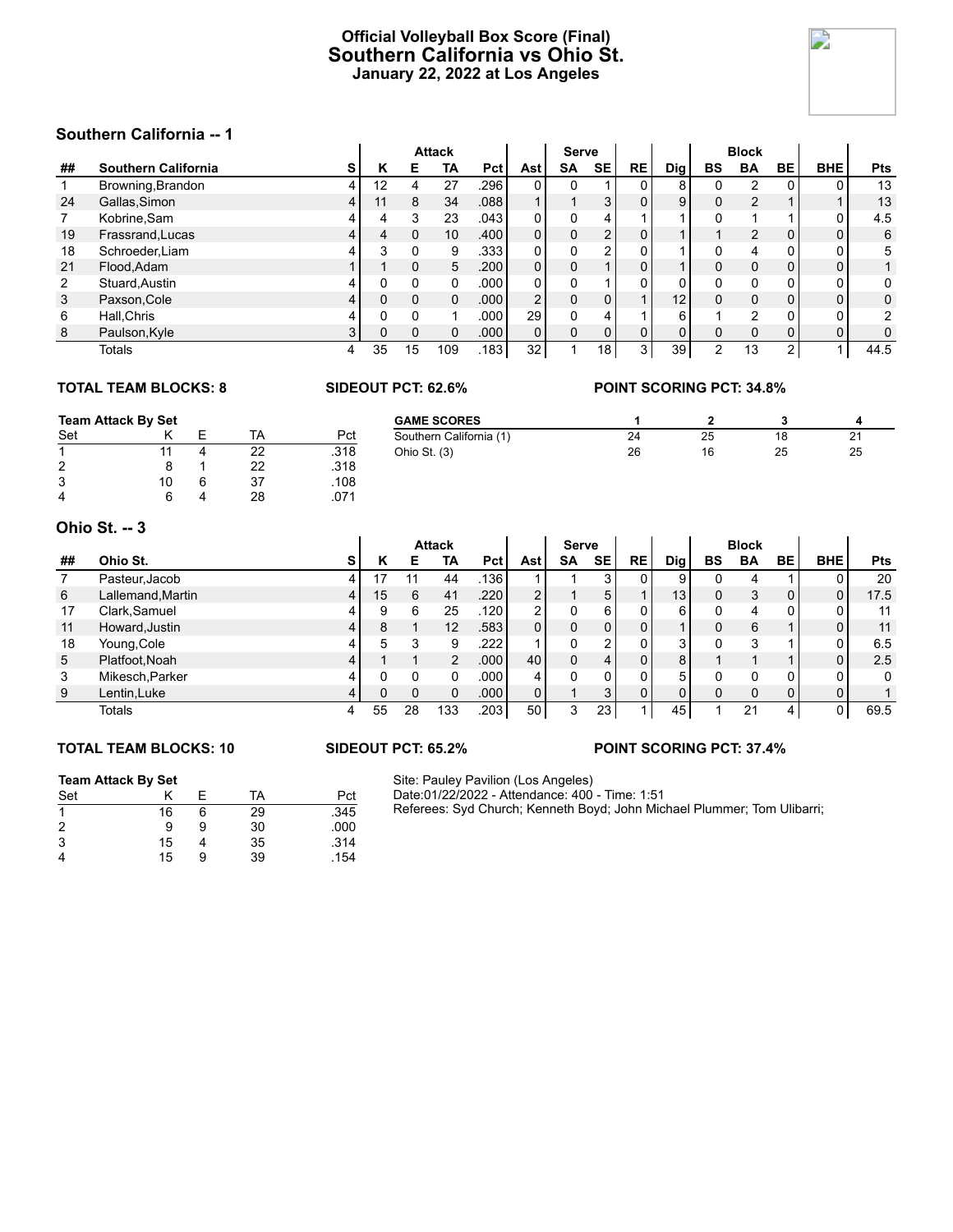# Official Volleyball Box Score (Final)
## Southern California vs Ohio St.
### January 22, 2022 at Los Angeles

## Southern California -- 1

| ## | Southern California | S | Attack K | E | TA | Pct | Ast | Serve SA | SE | RE | Dig | Block BS | BA | BE | BHE | Pts |
|---|---|---|---|---|---|---|---|---|---|---|---|---|---|---|---|---|
| 1 | Browning,Brandon | 4 | 12 | 4 | 27 | .296 | 0 | 0 | 1 | 0 | 8 | 0 | 2 | 0 | 0 | 13 |
| 24 | Gallas,Simon | 4 | 11 | 8 | 34 | .088 | 1 | 1 | 3 | 0 | 9 | 0 | 2 | 1 | 1 | 13 |
| 7 | Kobrine,Sam | 4 | 4 | 3 | 23 | .043 | 0 | 0 | 4 | 1 | 1 | 0 | 1 | 1 | 0 | 4.5 |
| 19 | Frassrand,Lucas | 4 | 4 | 0 | 10 | .400 | 0 | 0 | 2 | 0 | 1 | 1 | 2 | 0 | 0 | 6 |
| 18 | Schroeder,Liam | 4 | 3 | 0 | 9 | .333 | 0 | 0 | 2 | 0 | 1 | 0 | 4 | 0 | 0 | 5 |
| 21 | Flood,Adam | 1 | 1 | 0 | 5 | .200 | 0 | 0 | 1 | 0 | 1 | 0 | 0 | 0 | 0 | 1 |
| 2 | Stuard,Austin | 4 | 0 | 0 | 0 | .000 | 0 | 0 | 1 | 0 | 0 | 0 | 0 | 0 | 0 | 0 |
| 3 | Paxson,Cole | 4 | 0 | 0 | 0 | .000 | 2 | 0 | 0 | 1 | 12 | 0 | 0 | 0 | 0 | 0 |
| 6 | Hall,Chris | 4 | 0 | 0 | 1 | .000 | 29 | 0 | 4 | 1 | 6 | 1 | 2 | 0 | 0 | 2 |
| 8 | Paulson,Kyle | 3 | 0 | 0 | 0 | .000 | 0 | 0 | 0 | 0 | 0 | 0 | 0 | 0 | 0 | 0 |
| | Totals | 4 | 35 | 15 | 109 | .183 | 32 | 1 | 18 | 3 | 39 | 2 | 13 | 2 | 1 | 44.5 |

**TOTAL TEAM BLOCKS: 8** **SIDEOUT PCT: 62.6%** **POINT SCORING PCT: 34.8%**

**Team Attack By Set**

| Set | K | E | TA | Pct |
|---|---|---|---|---|
| 1 | 11 | 4 | 22 | .318 |
| 2 | 8 | 1 | 22 | .318 |
| 3 | 10 | 6 | 37 | .108 |
| 4 | 6 | 4 | 28 | .071 |

| GAME SCORES | 1 | 2 | 3 | 4 |
|---|---|---|---|---|
| Southern California (1) | 24 | 25 | 18 | 21 |
| Ohio St. (3) | 26 | 16 | 25 | 25 |

## Ohio St. -- 3

| ## | Ohio St. | S | Attack K | E | TA | Pct | Ast | Serve SA | SE | RE | Dig | Block BS | BA | BE | BHE | Pts |
|---|---|---|---|---|---|---|---|---|---|---|---|---|---|---|---|---|
| 7 | Pasteur,Jacob | 4 | 17 | 11 | 44 | .136 | 1 | 1 | 3 | 0 | 9 | 0 | 4 | 1 | 0 | 20 |
| 6 | Lallemand,Martin | 4 | 15 | 6 | 41 | .220 | 2 | 1 | 5 | 1 | 13 | 0 | 3 | 0 | 0 | 17.5 |
| 17 | Clark,Samuel | 4 | 9 | 6 | 25 | .120 | 2 | 0 | 6 | 0 | 6 | 0 | 4 | 0 | 0 | 11 |
| 11 | Howard,Justin | 4 | 8 | 1 | 12 | .583 | 0 | 0 | 0 | 0 | 1 | 0 | 6 | 1 | 0 | 11 |
| 18 | Young,Cole | 4 | 5 | 3 | 9 | .222 | 1 | 0 | 2 | 0 | 3 | 0 | 3 | 1 | 0 | 6.5 |
| 5 | Platfoot,Noah | 4 | 1 | 1 | 2 | .000 | 40 | 0 | 4 | 0 | 8 | 1 | 1 | 1 | 0 | 2.5 |
| 3 | Mikesch,Parker | 4 | 0 | 0 | 0 | .000 | 4 | 0 | 0 | 0 | 5 | 0 | 0 | 0 | 0 | 0 |
| 9 | Lentin,Luke | 4 | 0 | 0 | 0 | .000 | 0 | 1 | 3 | 0 | 0 | 0 | 0 | 0 | 0 | 1 |
| | Totals | 4 | 55 | 28 | 133 | .203 | 50 | 3 | 23 | 1 | 45 | 1 | 21 | 4 | 0 | 69.5 |

**TOTAL TEAM BLOCKS: 10** **SIDEOUT PCT: 65.2%** **POINT SCORING PCT: 37.4%**

**Team Attack By Set**

| Set | K | E | TA | Pct |
|---|---|---|---|---|
| 1 | 16 | 6 | 29 | .345 |
| 2 | 9 | 9 | 30 | .000 |
| 3 | 15 | 4 | 35 | .314 |
| 4 | 15 | 9 | 39 | .154 |

Site: Pauley Pavilion (Los Angeles)
Date:01/22/2022 - Attendance: 400 - Time: 1:51
Referees: Syd Church; Kenneth Boyd; John Michael Plummer; Tom Ulibarri;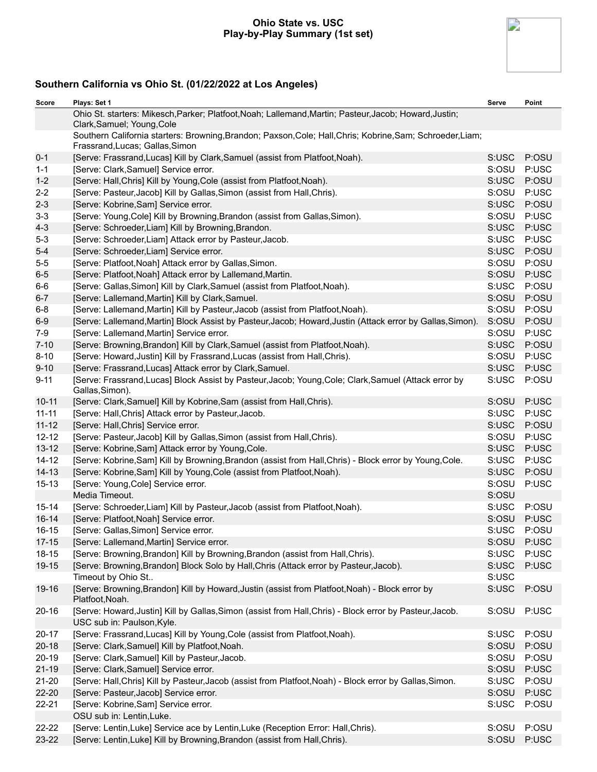**Ohio State vs. USC**
**Play-by-Play Summary (1st set)**

### Southern California vs Ohio St. (01/22/2022 at Los Angeles)

| Score | Plays: Set 1 | Serve | Point |
|---|---|---|---|
| | Ohio St. starters: Mikesch,Parker; Platfoot,Noah; Lallemand,Martin; Pasteur,Jacob; Howard,Justin; Clark,Samuel; Young,Cole | | |
| | Southern California starters: Browning,Brandon; Paxson,Cole; Hall,Chris; Kobrine,Sam; Schroeder,Liam; Frassrand,Lucas; Gallas,Simon | | |
| 0-1 | [Serve: Frassrand,Lucas] Kill by Clark,Samuel (assist from Platfoot,Noah). | S:USC | P:OSU |
| 1-1 | [Serve: Clark,Samuel] Service error. | S:OSU | P:USC |
| 1-2 | [Serve: Hall,Chris] Kill by Young,Cole (assist from Platfoot,Noah). | S:USC | P:OSU |
| 2-2 | [Serve: Pasteur,Jacob] Kill by Gallas,Simon (assist from Hall,Chris). | S:OSU | P:USC |
| 2-3 | [Serve: Kobrine,Sam] Service error. | S:USC | P:OSU |
| 3-3 | [Serve: Young,Cole] Kill by Browning,Brandon (assist from Gallas,Simon). | S:OSU | P:USC |
| 4-3 | [Serve: Schroeder,Liam] Kill by Browning,Brandon. | S:USC | P:USC |
| 5-3 | [Serve: Schroeder,Liam] Attack error by Pasteur,Jacob. | S:USC | P:USC |
| 5-4 | [Serve: Schroeder,Liam] Service error. | S:USC | P:OSU |
| 5-5 | [Serve: Platfoot,Noah] Attack error by Gallas,Simon. | S:OSU | P:OSU |
| 6-5 | [Serve: Platfoot,Noah] Attack error by Lallemand,Martin. | S:OSU | P:USC |
| 6-6 | [Serve: Gallas,Simon] Kill by Clark,Samuel (assist from Platfoot,Noah). | S:USC | P:OSU |
| 6-7 | [Serve: Lallemand,Martin] Kill by Clark,Samuel. | S:OSU | P:OSU |
| 6-8 | [Serve: Lallemand,Martin] Kill by Pasteur,Jacob (assist from Platfoot,Noah). | S:OSU | P:OSU |
| 6-9 | [Serve: Lallemand,Martin] Block Assist by Pasteur,Jacob; Howard,Justin (Attack error by Gallas,Simon). | S:OSU | P:OSU |
| 7-9 | [Serve: Lallemand,Martin] Service error. | S:OSU | P:USC |
| 7-10 | [Serve: Browning,Brandon] Kill by Clark,Samuel (assist from Platfoot,Noah). | S:USC | P:OSU |
| 8-10 | [Serve: Howard,Justin] Kill by Frassrand,Lucas (assist from Hall,Chris). | S:OSU | P:USC |
| 9-10 | [Serve: Frassrand,Lucas] Attack error by Clark,Samuel. | S:USC | P:USC |
| 9-11 | [Serve: Frassrand,Lucas] Block Assist by Pasteur,Jacob; Young,Cole; Clark,Samuel (Attack error by Gallas,Simon). | S:USC | P:OSU |
| 10-11 | [Serve: Clark,Samuel] Kill by Kobrine,Sam (assist from Hall,Chris). | S:OSU | P:USC |
| 11-11 | [Serve: Hall,Chris] Attack error by Pasteur,Jacob. | S:USC | P:USC |
| 11-12 | [Serve: Hall,Chris] Service error. | S:USC | P:OSU |
| 12-12 | [Serve: Pasteur,Jacob] Kill by Gallas,Simon (assist from Hall,Chris). | S:OSU | P:USC |
| 13-12 | [Serve: Kobrine,Sam] Attack error by Young,Cole. | S:USC | P:USC |
| 14-12 | [Serve: Kobrine,Sam] Kill by Browning,Brandon (assist from Hall,Chris) - Block error by Young,Cole. | S:USC | P:USC |
| 14-13 | [Serve: Kobrine,Sam] Kill by Young,Cole (assist from Platfoot,Noah). | S:USC | P:OSU |
| 15-13 | [Serve: Young,Cole] Service error. | S:OSU | P:USC |
| | Media Timeout. | S:OSU | |
| 15-14 | [Serve: Schroeder,Liam] Kill by Pasteur,Jacob (assist from Platfoot,Noah). | S:USC | P:OSU |
| 16-14 | [Serve: Platfoot,Noah] Service error. | S:OSU | P:USC |
| 16-15 | [Serve: Gallas,Simon] Service error. | S:USC | P:OSU |
| 17-15 | [Serve: Lallemand,Martin] Service error. | S:OSU | P:USC |
| 18-15 | [Serve: Browning,Brandon] Kill by Browning,Brandon (assist from Hall,Chris). | S:USC | P:USC |
| 19-15 | [Serve: Browning,Brandon] Block Solo by Hall,Chris (Attack error by Pasteur,Jacob). | S:USC | P:USC |
| | Timeout by Ohio St.. | S:USC | |
| 19-16 | [Serve: Browning,Brandon] Kill by Howard,Justin (assist from Platfoot,Noah) - Block error by Platfoot,Noah. | S:USC | P:OSU |
| 20-16 | [Serve: Howard,Justin] Kill by Gallas,Simon (assist from Hall,Chris) - Block error by Pasteur,Jacob. | S:OSU | P:USC |
| | USC sub in: Paulson,Kyle. | | |
| 20-17 | [Serve: Frassrand,Lucas] Kill by Young,Cole (assist from Platfoot,Noah). | S:USC | P:OSU |
| 20-18 | [Serve: Clark,Samuel] Kill by Platfoot,Noah. | S:OSU | P:OSU |
| 20-19 | [Serve: Clark,Samuel] Kill by Pasteur,Jacob. | S:OSU | P:OSU |
| 21-19 | [Serve: Clark,Samuel] Service error. | S:OSU | P:USC |
| 21-20 | [Serve: Hall,Chris] Kill by Pasteur,Jacob (assist from Platfoot,Noah) - Block error by Gallas,Simon. | S:USC | P:OSU |
| 22-20 | [Serve: Pasteur,Jacob] Service error. | S:OSU | P:USC |
| 22-21 | [Serve: Kobrine,Sam] Service error. | S:USC | P:OSU |
| | OSU sub in: Lentin,Luke. | | |
| 22-22 | [Serve: Lentin,Luke] Service ace by Lentin,Luke (Reception Error: Hall,Chris). | S:OSU | P:OSU |
| 23-22 | [Serve: Lentin,Luke] Kill by Browning,Brandon (assist from Hall,Chris). | S:OSU | P:USC |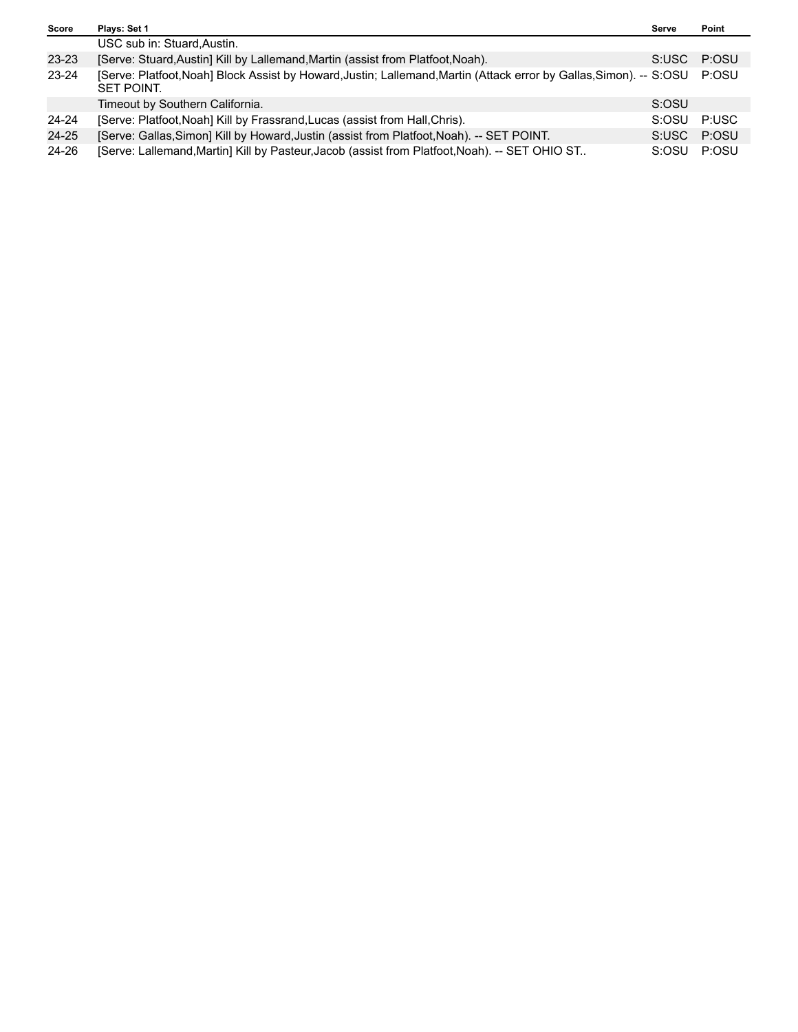| Score | Plays: Set 1 | Serve | Point |
| --- | --- | --- | --- |
| | USC sub in: Stuard,Austin. | | |
| 23-23 | [Serve: Stuard,Austin] Kill by Lallemand,Martin (assist from Platfoot,Noah). | S:USC | P:OSU |
| 23-24 | [Serve: Platfoot,Noah] Block Assist by Howard,Justin; Lallemand,Martin (Attack error by Gallas,Simon). -- SET POINT. | S:OSU | P:OSU |
| | Timeout by Southern California. | S:OSU | |
| 24-24 | [Serve: Platfoot,Noah] Kill by Frassrand,Lucas (assist from Hall,Chris). | S:OSU | P:USC |
| 24-25 | [Serve: Gallas,Simon] Kill by Howard,Justin (assist from Platfoot,Noah). -- SET POINT. | S:USC | P:OSU |
| 24-26 | [Serve: Lallemand,Martin] Kill by Pasteur,Jacob (assist from Platfoot,Noah). -- SET OHIO ST.. | S:OSU | P:OSU |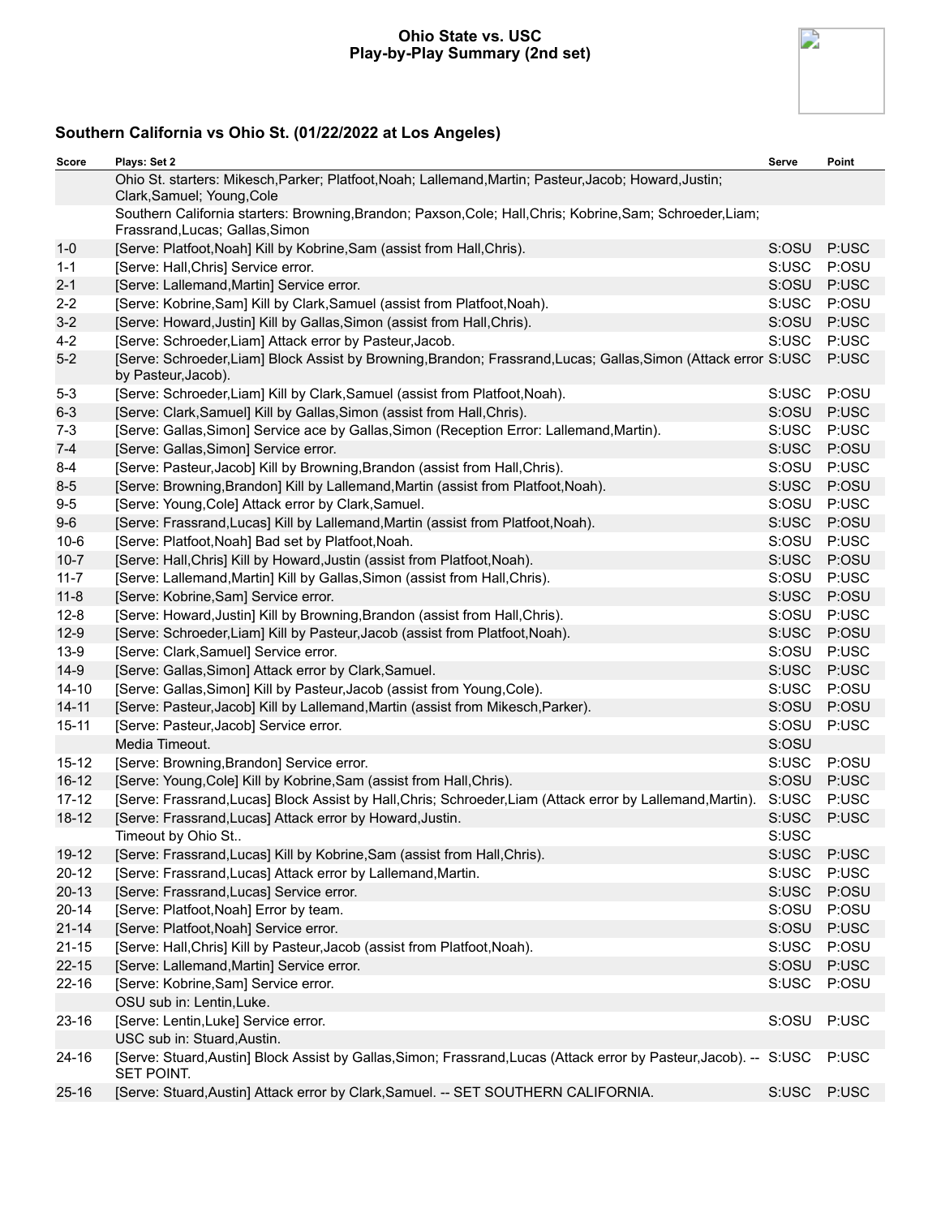# Ohio State vs. USC
## Play-by-Play Summary (2nd set)

### Southern California vs Ohio St. (01/22/2022 at Los Angeles)

| Score | Plays: Set 2 | Serve | Point |
|---|---|---|---|
| | Ohio St. starters: Mikesch,Parker; Platfoot,Noah; Lallemand,Martin; Pasteur,Jacob; Howard,Justin; Clark,Samuel; Young,Cole | | |
| | Southern California starters: Browning,Brandon; Paxson,Cole; Hall,Chris; Kobrine,Sam; Schroeder,Liam; Frassrand,Lucas; Gallas,Simon | | |
| 1-0 | [Serve: Platfoot,Noah] Kill by Kobrine,Sam (assist from Hall,Chris). | S:OSU | P:USC |
| 1-1 | [Serve: Hall,Chris] Service error. | S:USC | P:OSU |
| 2-1 | [Serve: Lallemand,Martin] Service error. | S:OSU | P:USC |
| 2-2 | [Serve: Kobrine,Sam] Kill by Clark,Samuel (assist from Platfoot,Noah). | S:USC | P:OSU |
| 3-2 | [Serve: Howard,Justin] Kill by Gallas,Simon (assist from Hall,Chris). | S:OSU | P:USC |
| 4-2 | [Serve: Schroeder,Liam] Attack error by Pasteur,Jacob. | S:USC | P:USC |
| 5-2 | [Serve: Schroeder,Liam] Block Assist by Browning,Brandon; Frassrand,Lucas; Gallas,Simon (Attack error by Pasteur,Jacob). | S:USC | P:USC |
| 5-3 | [Serve: Schroeder,Liam] Kill by Clark,Samuel (assist from Platfoot,Noah). | S:USC | P:OSU |
| 6-3 | [Serve: Clark,Samuel] Kill by Gallas,Simon (assist from Hall,Chris). | S:OSU | P:USC |
| 7-3 | [Serve: Gallas,Simon] Service ace by Gallas,Simon (Reception Error: Lallemand,Martin). | S:USC | P:USC |
| 7-4 | [Serve: Gallas,Simon] Service error. | S:USC | P:OSU |
| 8-4 | [Serve: Pasteur,Jacob] Kill by Browning,Brandon (assist from Hall,Chris). | S:OSU | P:USC |
| 8-5 | [Serve: Browning,Brandon] Kill by Lallemand,Martin (assist from Platfoot,Noah). | S:USC | P:OSU |
| 9-5 | [Serve: Young,Cole] Attack error by Clark,Samuel. | S:OSU | P:USC |
| 9-6 | [Serve: Frassrand,Lucas] Kill by Lallemand,Martin (assist from Platfoot,Noah). | S:USC | P:OSU |
| 10-6 | [Serve: Platfoot,Noah] Bad set by Platfoot,Noah. | S:OSU | P:USC |
| 10-7 | [Serve: Hall,Chris] Kill by Howard,Justin (assist from Platfoot,Noah). | S:USC | P:OSU |
| 11-7 | [Serve: Lallemand,Martin] Kill by Gallas,Simon (assist from Hall,Chris). | S:OSU | P:USC |
| 11-8 | [Serve: Kobrine,Sam] Service error. | S:USC | P:OSU |
| 12-8 | [Serve: Howard,Justin] Kill by Browning,Brandon (assist from Hall,Chris). | S:OSU | P:USC |
| 12-9 | [Serve: Schroeder,Liam] Kill by Pasteur,Jacob (assist from Platfoot,Noah). | S:USC | P:OSU |
| 13-9 | [Serve: Clark,Samuel] Service error. | S:OSU | P:USC |
| 14-9 | [Serve: Gallas,Simon] Attack error by Clark,Samuel. | S:USC | P:USC |
| 14-10 | [Serve: Gallas,Simon] Kill by Pasteur,Jacob (assist from Young,Cole). | S:USC | P:OSU |
| 14-11 | [Serve: Pasteur,Jacob] Kill by Lallemand,Martin (assist from Mikesch,Parker). | S:OSU | P:OSU |
| 15-11 | [Serve: Pasteur,Jacob] Service error. | S:OSU | P:USC |
| | Media Timeout. | S:OSU | |
| 15-12 | [Serve: Browning,Brandon] Service error. | S:USC | P:OSU |
| 16-12 | [Serve: Young,Cole] Kill by Kobrine,Sam (assist from Hall,Chris). | S:OSU | P:USC |
| 17-12 | [Serve: Frassrand,Lucas] Block Assist by Hall,Chris; Schroeder,Liam (Attack error by Lallemand,Martin). | S:USC | P:USC |
| 18-12 | [Serve: Frassrand,Lucas] Attack error by Howard,Justin. | S:USC | P:USC |
| | Timeout by Ohio St.. | S:USC | |
| 19-12 | [Serve: Frassrand,Lucas] Kill by Kobrine,Sam (assist from Hall,Chris). | S:USC | P:USC |
| 20-12 | [Serve: Frassrand,Lucas] Attack error by Lallemand,Martin. | S:USC | P:USC |
| 20-13 | [Serve: Frassrand,Lucas] Service error. | S:USC | P:OSU |
| 20-14 | [Serve: Platfoot,Noah] Error by team. | S:OSU | P:OSU |
| 21-14 | [Serve: Platfoot,Noah] Service error. | S:OSU | P:USC |
| 21-15 | [Serve: Hall,Chris] Kill by Pasteur,Jacob (assist from Platfoot,Noah). | S:USC | P:OSU |
| 22-15 | [Serve: Lallemand,Martin] Service error. | S:OSU | P:USC |
| 22-16 | [Serve: Kobrine,Sam] Service error. | S:USC | P:OSU |
| | OSU sub in: Lentin,Luke. | | |
| 23-16 | [Serve: Lentin,Luke] Service error. | S:OSU | P:USC |
| | USC sub in: Stuard,Austin. | | |
| 24-16 | [Serve: Stuard,Austin] Block Assist by Gallas,Simon; Frassrand,Lucas (Attack error by Pasteur,Jacob). -- SET POINT. | S:USC | P:USC |
| 25-16 | [Serve: Stuard,Austin] Attack error by Clark,Samuel. -- SET SOUTHERN CALIFORNIA. | S:USC | P:USC |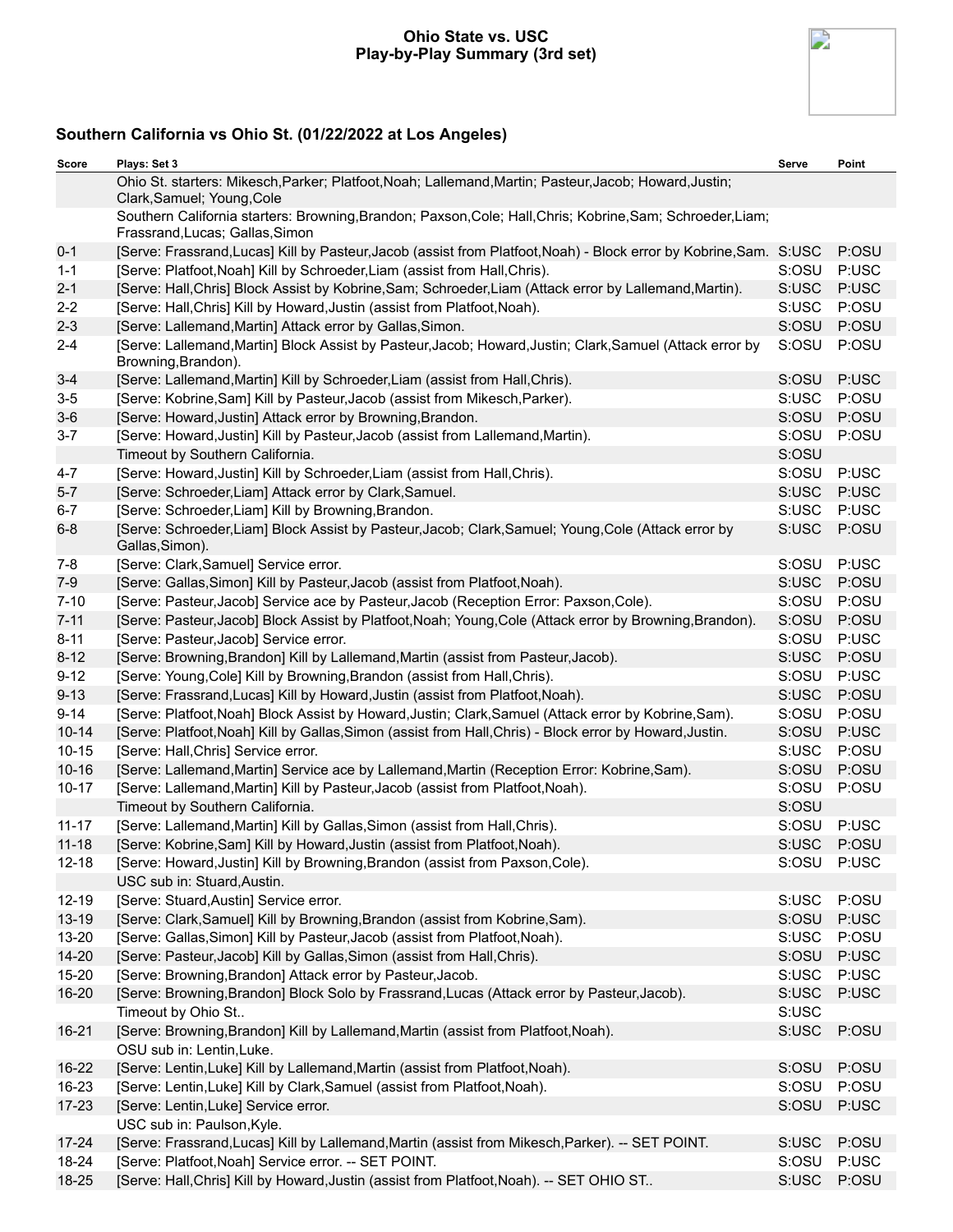# Ohio State vs. USC
## Play-by-Play Summary (3rd set)

### Southern California vs Ohio St. (01/22/2022 at Los Angeles)

| Score | Plays: Set 3 | Serve | Point |
|---|---|---|---|
| | Ohio St. starters: Mikesch,Parker; Platfoot,Noah; Lallemand,Martin; Pasteur,Jacob; Howard,Justin; Clark,Samuel; Young,Cole | | |
| | Southern California starters: Browning,Brandon; Paxson,Cole; Hall,Chris; Kobrine,Sam; Schroeder,Liam; Frassrand,Lucas; Gallas,Simon | | |
| 0-1 | [Serve: Frassrand,Lucas] Kill by Pasteur,Jacob (assist from Platfoot,Noah) - Block error by Kobrine,Sam. | S:USC | P:OSU |
| 1-1 | [Serve: Platfoot,Noah] Kill by Schroeder,Liam (assist from Hall,Chris). | S:OSU | P:USC |
| 2-1 | [Serve: Hall,Chris] Block Assist by Kobrine,Sam; Schroeder,Liam (Attack error by Lallemand,Martin). | S:USC | P:USC |
| 2-2 | [Serve: Hall,Chris] Kill by Howard,Justin (assist from Platfoot,Noah). | S:USC | P:OSU |
| 2-3 | [Serve: Lallemand,Martin] Attack error by Gallas,Simon. | S:OSU | P:OSU |
| 2-4 | [Serve: Lallemand,Martin] Block Assist by Pasteur,Jacob; Howard,Justin; Clark,Samuel (Attack error by Browning,Brandon). | S:OSU | P:OSU |
| 3-4 | [Serve: Lallemand,Martin] Kill by Schroeder,Liam (assist from Hall,Chris). | S:OSU | P:USC |
| 3-5 | [Serve: Kobrine,Sam] Kill by Pasteur,Jacob (assist from Mikesch,Parker). | S:USC | P:OSU |
| 3-6 | [Serve: Howard,Justin] Attack error by Browning,Brandon. | S:OSU | P:OSU |
| 3-7 | [Serve: Howard,Justin] Kill by Pasteur,Jacob (assist from Lallemand,Martin). | S:OSU | P:OSU |
| | Timeout by Southern California. | S:OSU | |
| 4-7 | [Serve: Howard,Justin] Kill by Schroeder,Liam (assist from Hall,Chris). | S:OSU | P:USC |
| 5-7 | [Serve: Schroeder,Liam] Attack error by Clark,Samuel. | S:USC | P:USC |
| 6-7 | [Serve: Schroeder,Liam] Kill by Browning,Brandon. | S:USC | P:USC |
| 6-8 | [Serve: Schroeder,Liam] Block Assist by Pasteur,Jacob; Clark,Samuel; Young,Cole (Attack error by Gallas,Simon). | S:USC | P:OSU |
| 7-8 | [Serve: Clark,Samuel] Service error. | S:OSU | P:USC |
| 7-9 | [Serve: Gallas,Simon] Kill by Pasteur,Jacob (assist from Platfoot,Noah). | S:USC | P:OSU |
| 7-10 | [Serve: Pasteur,Jacob] Service ace by Pasteur,Jacob (Reception Error: Paxson,Cole). | S:OSU | P:OSU |
| 7-11 | [Serve: Pasteur,Jacob] Block Assist by Platfoot,Noah; Young,Cole (Attack error by Browning,Brandon). | S:OSU | P:OSU |
| 8-11 | [Serve: Pasteur,Jacob] Service error. | S:OSU | P:USC |
| 8-12 | [Serve: Browning,Brandon] Kill by Lallemand,Martin (assist from Pasteur,Jacob). | S:USC | P:OSU |
| 9-12 | [Serve: Young,Cole] Kill by Browning,Brandon (assist from Hall,Chris). | S:OSU | P:USC |
| 9-13 | [Serve: Frassrand,Lucas] Kill by Howard,Justin (assist from Platfoot,Noah). | S:USC | P:OSU |
| 9-14 | [Serve: Platfoot,Noah] Block Assist by Howard,Justin; Clark,Samuel (Attack error by Kobrine,Sam). | S:OSU | P:OSU |
| 10-14 | [Serve: Platfoot,Noah] Kill by Gallas,Simon (assist from Hall,Chris) - Block error by Howard,Justin. | S:OSU | P:USC |
| 10-15 | [Serve: Hall,Chris] Service error. | S:USC | P:OSU |
| 10-16 | [Serve: Lallemand,Martin] Service ace by Lallemand,Martin (Reception Error: Kobrine,Sam). | S:OSU | P:OSU |
| 10-17 | [Serve: Lallemand,Martin] Kill by Pasteur,Jacob (assist from Platfoot,Noah). | S:OSU | P:OSU |
| | Timeout by Southern California. | S:OSU | |
| 11-17 | [Serve: Lallemand,Martin] Kill by Gallas,Simon (assist from Hall,Chris). | S:OSU | P:USC |
| 11-18 | [Serve: Kobrine,Sam] Kill by Howard,Justin (assist from Platfoot,Noah). | S:USC | P:OSU |
| 12-18 | [Serve: Howard,Justin] Kill by Browning,Brandon (assist from Paxson,Cole). | S:OSU | P:USC |
| | USC sub in: Stuard,Austin. | | |
| 12-19 | [Serve: Stuard,Austin] Service error. | S:USC | P:OSU |
| 13-19 | [Serve: Clark,Samuel] Kill by Browning,Brandon (assist from Kobrine,Sam). | S:OSU | P:USC |
| 13-20 | [Serve: Gallas,Simon] Kill by Pasteur,Jacob (assist from Platfoot,Noah). | S:USC | P:OSU |
| 14-20 | [Serve: Pasteur,Jacob] Kill by Gallas,Simon (assist from Hall,Chris). | S:OSU | P:USC |
| 15-20 | [Serve: Browning,Brandon] Attack error by Pasteur,Jacob. | S:USC | P:USC |
| 16-20 | [Serve: Browning,Brandon] Block Solo by Frassrand,Lucas (Attack error by Pasteur,Jacob). | S:USC | P:USC |
| | Timeout by Ohio St.. | S:USC | |
| 16-21 | [Serve: Browning,Brandon] Kill by Lallemand,Martin (assist from Platfoot,Noah). | S:USC | P:OSU |
| | OSU sub in: Lentin,Luke. | | |
| 16-22 | [Serve: Lentin,Luke] Kill by Lallemand,Martin (assist from Platfoot,Noah). | S:OSU | P:OSU |
| 16-23 | [Serve: Lentin,Luke] Kill by Clark,Samuel (assist from Platfoot,Noah). | S:OSU | P:OSU |
| 17-23 | [Serve: Lentin,Luke] Service error. | S:OSU | P:USC |
| | USC sub in: Paulson,Kyle. | | |
| 17-24 | [Serve: Frassrand,Lucas] Kill by Lallemand,Martin (assist from Mikesch,Parker). -- SET POINT. | S:USC | P:OSU |
| 18-24 | [Serve: Platfoot,Noah] Service error. -- SET POINT. | S:OSU | P:USC |
| 18-25 | [Serve: Hall,Chris] Kill by Howard,Justin (assist from Platfoot,Noah). -- SET OHIO ST.. | S:USC | P:OSU |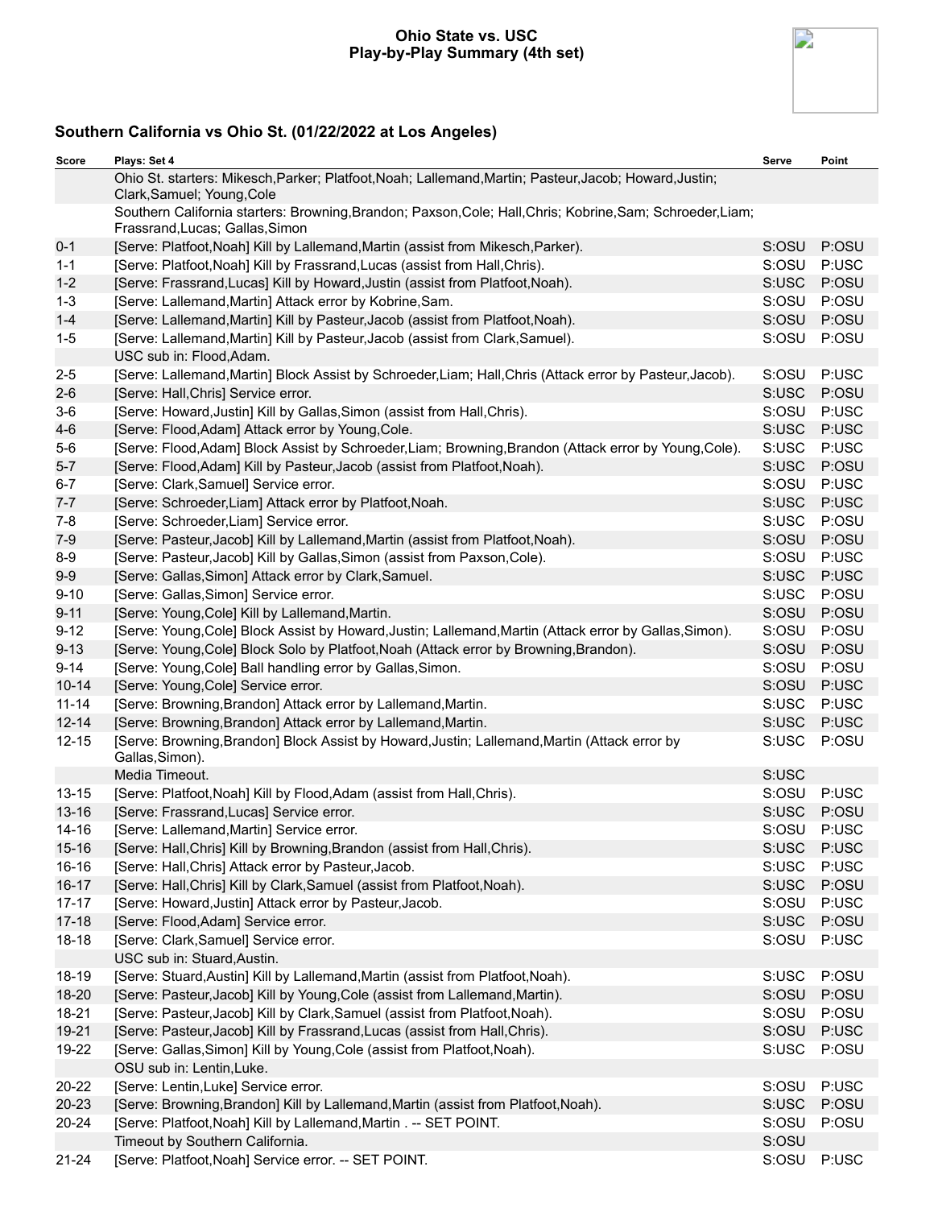**Ohio State vs. USC**
**Play-by-Play Summary (4th set)**

## Southern California vs Ohio St. (01/22/2022 at Los Angeles)

| Score | Plays: Set 4 | Serve | Point |
|---|---|---|---|
| | Ohio St. starters: Mikesch,Parker; Platfoot,Noah; Lallemand,Martin; Pasteur,Jacob; Howard,Justin; Clark,Samuel; Young,Cole | | |
| | Southern California starters: Browning,Brandon; Paxson,Cole; Hall,Chris; Kobrine,Sam; Schroeder,Liam; Frassrand,Lucas; Gallas,Simon | | |
| 0-1 | [Serve: Platfoot,Noah] Kill by Lallemand,Martin (assist from Mikesch,Parker). | S:OSU | P:OSU |
| 1-1 | [Serve: Platfoot,Noah] Kill by Frassrand,Lucas (assist from Hall,Chris). | S:OSU | P:USC |
| 1-2 | [Serve: Frassrand,Lucas] Kill by Howard,Justin (assist from Platfoot,Noah). | S:USC | P:OSU |
| 1-3 | [Serve: Lallemand,Martin] Attack error by Kobrine,Sam. | S:OSU | P:OSU |
| 1-4 | [Serve: Lallemand,Martin] Kill by Pasteur,Jacob (assist from Platfoot,Noah). | S:OSU | P:OSU |
| 1-5 | [Serve: Lallemand,Martin] Kill by Pasteur,Jacob (assist from Clark,Samuel). | S:OSU | P:OSU |
| | USC sub in: Flood,Adam. | | |
| 2-5 | [Serve: Lallemand,Martin] Block Assist by Schroeder,Liam; Hall,Chris (Attack error by Pasteur,Jacob). | S:OSU | P:USC |
| 2-6 | [Serve: Hall,Chris] Service error. | S:USC | P:OSU |
| 3-6 | [Serve: Howard,Justin] Kill by Gallas,Simon (assist from Hall,Chris). | S:OSU | P:USC |
| 4-6 | [Serve: Flood,Adam] Attack error by Young,Cole. | S:USC | P:USC |
| 5-6 | [Serve: Flood,Adam] Block Assist by Schroeder,Liam; Browning,Brandon (Attack error by Young,Cole). | S:USC | P:USC |
| 5-7 | [Serve: Flood,Adam] Kill by Pasteur,Jacob (assist from Platfoot,Noah). | S:USC | P:OSU |
| 6-7 | [Serve: Clark,Samuel] Service error. | S:OSU | P:USC |
| 7-7 | [Serve: Schroeder,Liam] Attack error by Platfoot,Noah. | S:USC | P:USC |
| 7-8 | [Serve: Schroeder,Liam] Service error. | S:USC | P:OSU |
| 7-9 | [Serve: Pasteur,Jacob] Kill by Lallemand,Martin (assist from Platfoot,Noah). | S:OSU | P:OSU |
| 8-9 | [Serve: Pasteur,Jacob] Kill by Gallas,Simon (assist from Paxson,Cole). | S:OSU | P:USC |
| 9-9 | [Serve: Gallas,Simon] Attack error by Clark,Samuel. | S:USC | P:USC |
| 9-10 | [Serve: Gallas,Simon] Service error. | S:USC | P:OSU |
| 9-11 | [Serve: Young,Cole] Kill by Lallemand,Martin. | S:OSU | P:OSU |
| 9-12 | [Serve: Young,Cole] Block Assist by Howard,Justin; Lallemand,Martin (Attack error by Gallas,Simon). | S:OSU | P:OSU |
| 9-13 | [Serve: Young,Cole] Block Solo by Platfoot,Noah (Attack error by Browning,Brandon). | S:OSU | P:OSU |
| 9-14 | [Serve: Young,Cole] Ball handling error by Gallas,Simon. | S:OSU | P:OSU |
| 10-14 | [Serve: Young,Cole] Service error. | S:OSU | P:USC |
| 11-14 | [Serve: Browning,Brandon] Attack error by Lallemand,Martin. | S:USC | P:USC |
| 12-14 | [Serve: Browning,Brandon] Attack error by Lallemand,Martin. | S:USC | P:USC |
| 12-15 | [Serve: Browning,Brandon] Block Assist by Howard,Justin; Lallemand,Martin (Attack error by Gallas,Simon). | S:USC | P:OSU |
| | Media Timeout. | S:USC | |
| 13-15 | [Serve: Platfoot,Noah] Kill by Flood,Adam (assist from Hall,Chris). | S:OSU | P:USC |
| 13-16 | [Serve: Frassrand,Lucas] Service error. | S:USC | P:OSU |
| 14-16 | [Serve: Lallemand,Martin] Service error. | S:OSU | P:USC |
| 15-16 | [Serve: Hall,Chris] Kill by Browning,Brandon (assist from Hall,Chris). | S:USC | P:USC |
| 16-16 | [Serve: Hall,Chris] Attack error by Pasteur,Jacob. | S:USC | P:USC |
| 16-17 | [Serve: Hall,Chris] Kill by Clark,Samuel (assist from Platfoot,Noah). | S:USC | P:OSU |
| 17-17 | [Serve: Howard,Justin] Attack error by Pasteur,Jacob. | S:OSU | P:USC |
| 17-18 | [Serve: Flood,Adam] Service error. | S:USC | P:OSU |
| 18-18 | [Serve: Clark,Samuel] Service error. | S:OSU | P:USC |
| | USC sub in: Stuard,Austin. | | |
| 18-19 | [Serve: Stuard,Austin] Kill by Lallemand,Martin (assist from Platfoot,Noah). | S:USC | P:OSU |
| 18-20 | [Serve: Pasteur,Jacob] Kill by Young,Cole (assist from Lallemand,Martin). | S:OSU | P:OSU |
| 18-21 | [Serve: Pasteur,Jacob] Kill by Clark,Samuel (assist from Platfoot,Noah). | S:OSU | P:OSU |
| 19-21 | [Serve: Pasteur,Jacob] Kill by Frassrand,Lucas (assist from Hall,Chris). | S:OSU | P:USC |
| 19-22 | [Serve: Gallas,Simon] Kill by Young,Cole (assist from Platfoot,Noah). | S:USC | P:OSU |
| | OSU sub in: Lentin,Luke. | | |
| 20-22 | [Serve: Lentin,Luke] Service error. | S:OSU | P:USC |
| 20-23 | [Serve: Browning,Brandon] Kill by Lallemand,Martin (assist from Platfoot,Noah). | S:USC | P:OSU |
| 20-24 | [Serve: Platfoot,Noah] Kill by Lallemand,Martin . -- SET POINT. | S:OSU | P:OSU |
| | Timeout by Southern California. | S:OSU | |
| 21-24 | [Serve: Platfoot,Noah] Service error. -- SET POINT. | S:OSU | P:USC |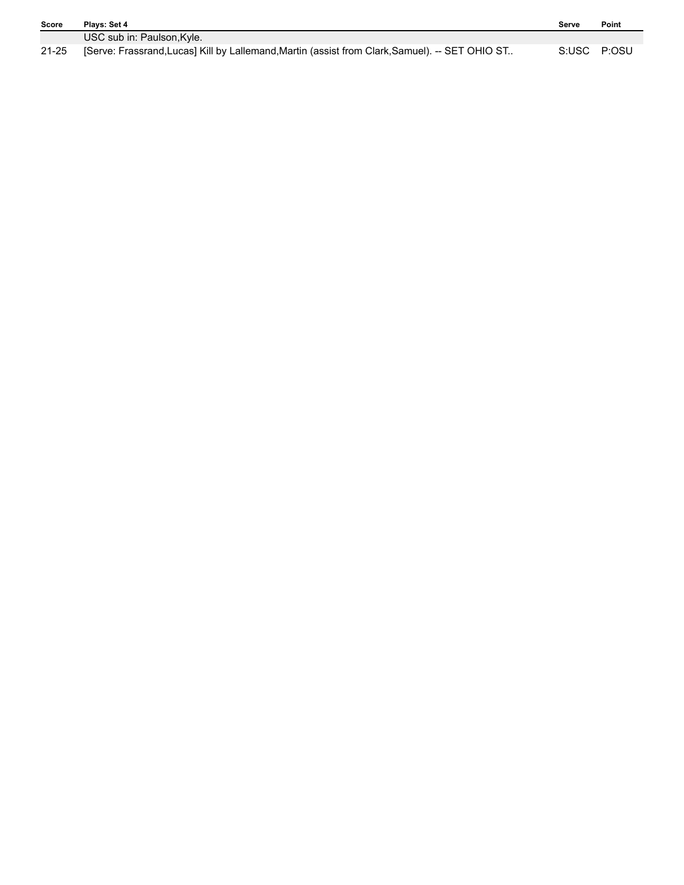| Score | Plays: Set 4 | Serve | Point |
|---|---|---|---|
| | USC sub in: Paulson,Kyle. | | |
| 21-25 | [Serve: Frassrand,Lucas] Kill by Lallemand,Martin (assist from Clark,Samuel). -- SET OHIO ST.. | S:USC | P:OSU |